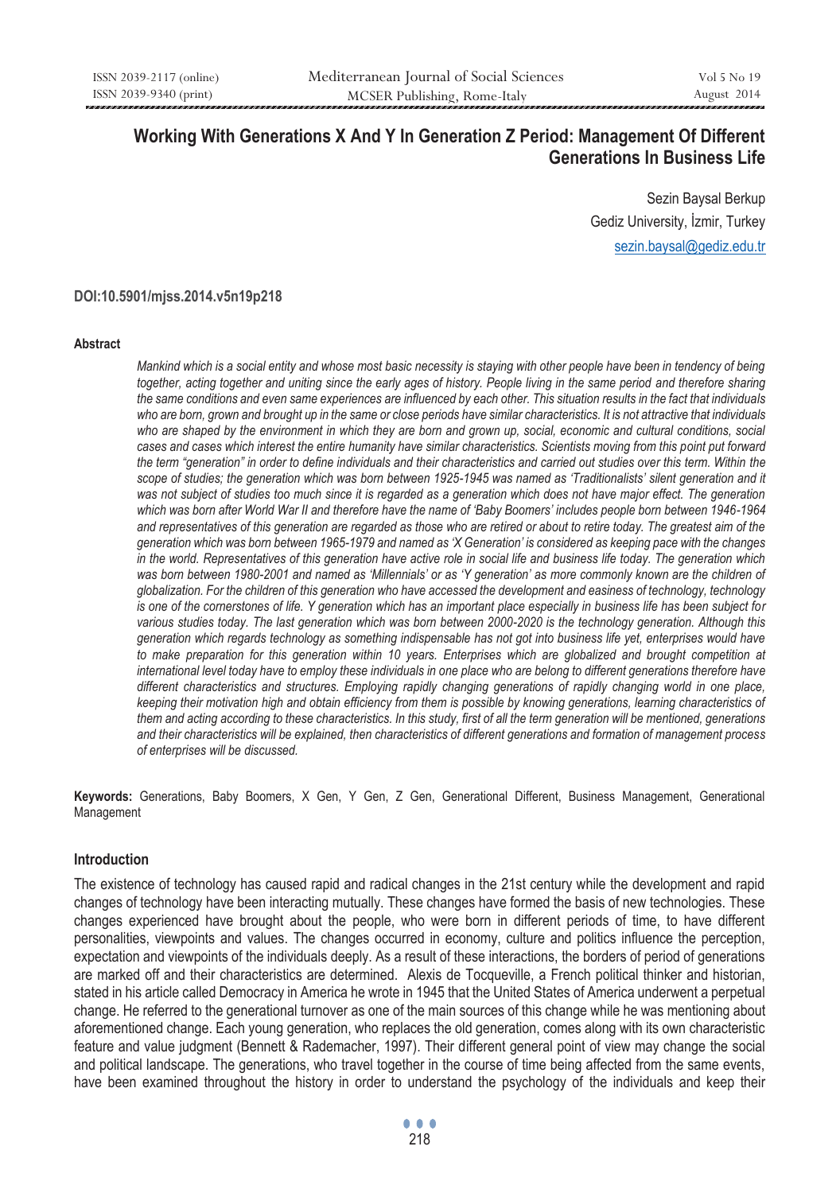# Working With Generations X And Y In Generation Z Period: Management Of Different Generations In Business Life

Sezin Baysal Berkup
Gediz University, İzmir, Turkey
sezin.baysal@gediz.edu.tr

**DOI:10.5901/mjss.2014.v5n19p218**

#### Abstract

*Mankind which is a social entity and whose most basic necessity is staying with other people have been in tendency of being together, acting together and uniting since the early ages of history. People living in the same period and therefore sharing the same conditions and even same experiences are influenced by each other. This situation results in the fact that individuals who are born, grown and brought up in the same or close periods have similar characteristics. It is not attractive that individuals who are shaped by the environment in which they are born and grown up, social, economic and cultural conditions, social cases and cases which interest the entire humanity have similar characteristics. Scientists moving from this point put forward the term "generation" in order to define individuals and their characteristics and carried out studies over this term. Within the scope of studies; the generation which was born between 1925-1945 was named as 'Traditionalists' silent generation and it was not subject of studies too much since it is regarded as a generation which does not have major effect. The generation which was born after World War II and therefore have the name of 'Baby Boomers' includes people born between 1946-1964 and representatives of this generation are regarded as those who are retired or about to retire today. The greatest aim of the generation which was born between 1965-1979 and named as 'X Generation' is considered as keeping pace with the changes in the world. Representatives of this generation have active role in social life and business life today. The generation which was born between 1980-2001 and named as 'Millennials' or as 'Y generation' as more commonly known are the children of globalization. For the children of this generation who have accessed the development and easiness of technology, technology is one of the cornerstones of life. Y generation which has an important place especially in business life has been subject for various studies today. The last generation which was born between 2000-2020 is the technology generation. Although this generation which regards technology as something indispensable has not got into business life yet, enterprises would have to make preparation for this generation within 10 years. Enterprises which are globalized and brought competition at international level today have to employ these individuals in one place who are belong to different generations therefore have different characteristics and structures. Employing rapidly changing generations of rapidly changing world in one place, keeping their motivation high and obtain efficiency from them is possible by knowing generations, learning characteristics of them and acting according to these characteristics. In this study, first of all the term generation will be mentioned, generations and their characteristics will be explained, then characteristics of different generations and formation of management process of enterprises will be discussed.*

**Keywords:** Generations, Baby Boomers, X Gen, Y Gen, Z Gen, Generational Different, Business Management, Generational Management

#### Introduction

The existence of technology has caused rapid and radical changes in the 21st century while the development and rapid changes of technology have been interacting mutually. These changes have formed the basis of new technologies. These changes experienced have brought about the people, who were born in different periods of time, to have different personalities, viewpoints and values. The changes occurred in economy, culture and politics influence the perception, expectation and viewpoints of the individuals deeply. As a result of these interactions, the borders of period of generations are marked off and their characteristics are determined. Alexis de Tocqueville, a French political thinker and historian, stated in his article called Democracy in America he wrote in 1945 that the United States of America underwent a perpetual change. He referred to the generational turnover as one of the main sources of this change while he was mentioning about aforementioned change. Each young generation, who replaces the old generation, comes along with its own characteristic feature and value judgment (Bennett & Rademacher, 1997). Their different general point of view may change the social and political landscape. The generations, who travel together in the course of time being affected from the same events, have been examined throughout the history in order to understand the psychology of the individuals and keep their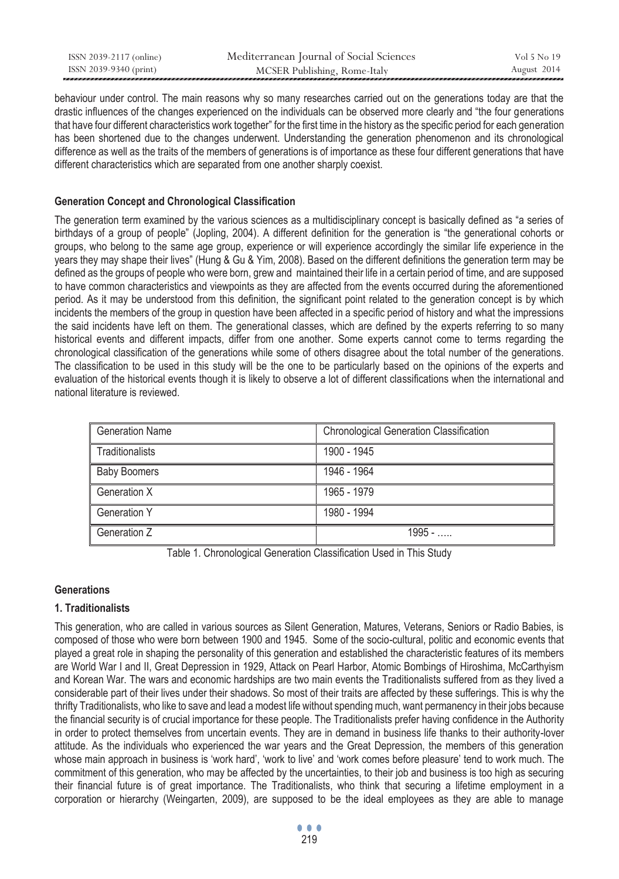behaviour under control. The main reasons why so many researches carried out on the generations today are that the drastic influences of the changes experienced on the individuals can be observed more clearly and "the four generations that have four different characteristics work together" for the first time in the history as the specific period for each generation has been shortened due to the changes underwent. Understanding the generation phenomenon and its chronological difference as well as the traits of the members of generations is of importance as these four different generations that have different characteristics which are separated from one another sharply coexist.

**Generation Concept and Chronological Classification**

The generation term examined by the various sciences as a multidisciplinary concept is basically defined as "a series of birthdays of a group of people" (Jopling, 2004). A different definition for the generation is "the generational cohorts or groups, who belong to the same age group, experience or will experience accordingly the similar life experience in the years they may shape their lives" (Hung & Gu & Yim, 2008). Based on the different definitions the generation term may be defined as the groups of people who were born, grew and maintained their life in a certain period of time, and are supposed to have common characteristics and viewpoints as they are affected from the events occurred during the aforementioned period. As it may be understood from this definition, the significant point related to the generation concept is by which incidents the members of the group in question have been affected in a specific period of history and what the impressions the said incidents have left on them. The generational classes, which are defined by the experts referring to so many historical events and different impacts, differ from one another. Some experts cannot come to terms regarding the chronological classification of the generations while some of others disagree about the total number of the generations. The classification to be used in this study will be the one to be particularly based on the opinions of the experts and evaluation of the historical events though it is likely to observe a lot of different classifications when the international and national literature is reviewed.

| Generation Name | Chronological Generation Classification |
|---|---|
| Traditionalists | 1900 - 1945 |
| Baby Boomers | 1946 - 1964 |
| Generation X | 1965 - 1979 |
| Generation Y | 1980 - 1994 |
| Generation Z | 1995 - ….. |

Table 1. Chronological Generation Classification Used in This Study

**Generations**

**1. Traditionalists**

This generation, who are called in various sources as Silent Generation, Matures, Veterans, Seniors or Radio Babies, is composed of those who were born between 1900 and 1945. Some of the socio-cultural, politic and economic events that played a great role in shaping the personality of this generation and established the characteristic features of its members are World War I and II, Great Depression in 1929, Attack on Pearl Harbor, Atomic Bombings of Hiroshima, McCarthyism and Korean War. The wars and economic hardships are two main events the Traditionalists suffered from as they lived a considerable part of their lives under their shadows. So most of their traits are affected by these sufferings. This is why the thrifty Traditionalists, who like to save and lead a modest life without spending much, want permanency in their jobs because the financial security is of crucial importance for these people. The Traditionalists prefer having confidence in the Authority in order to protect themselves from uncertain events. They are in demand in business life thanks to their authority-lover attitude. As the individuals who experienced the war years and the Great Depression, the members of this generation whose main approach in business is 'work hard', 'work to live' and 'work comes before pleasure' tend to work much. The commitment of this generation, who may be affected by the uncertainties, to their job and business is too high as securing their financial future is of great importance. The Traditionalists, who think that securing a lifetime employment in a corporation or hierarchy (Weingarten, 2009), are supposed to be the ideal employees as they are able to manage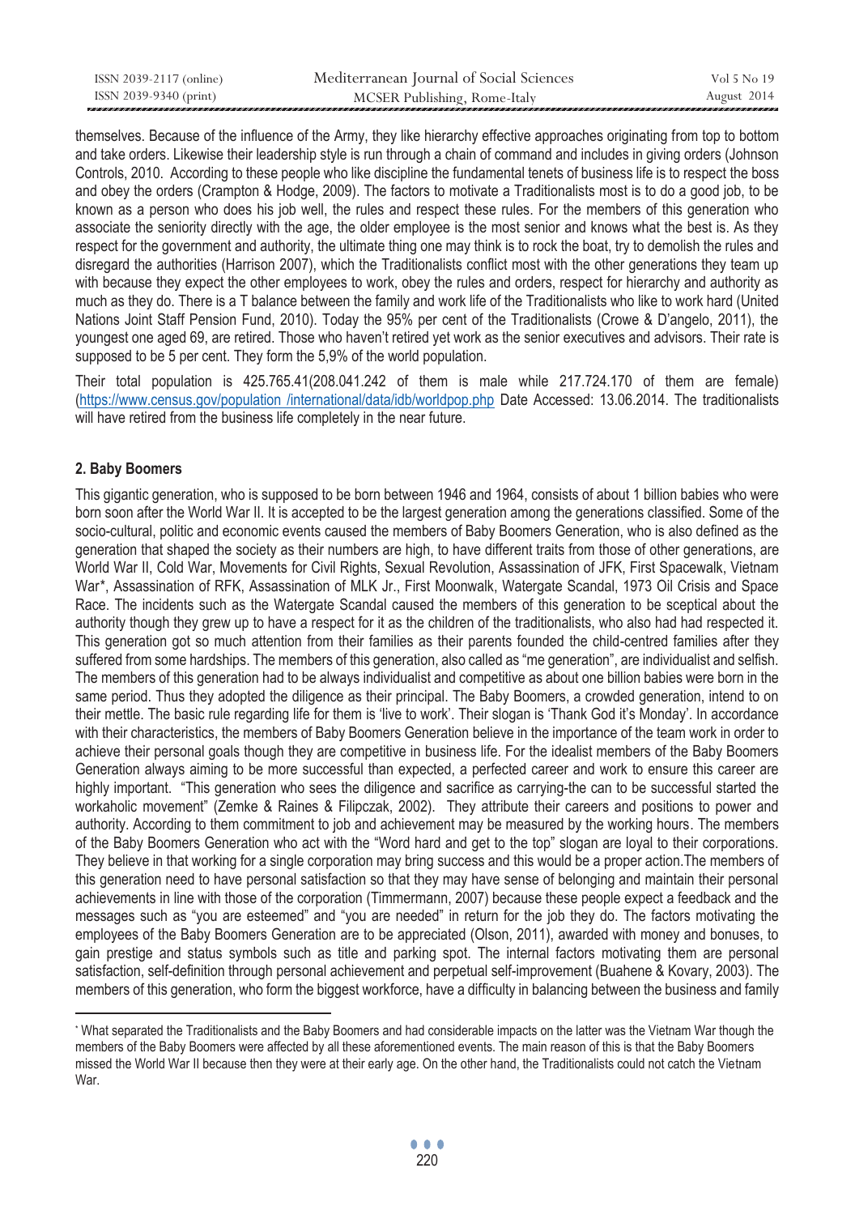themselves. Because of the influence of the Army, they like hierarchy effective approaches originating from top to bottom and take orders. Likewise their leadership style is run through a chain of command and includes in giving orders (Johnson Controls, 2010. According to these people who like discipline the fundamental tenets of business life is to respect the boss and obey the orders (Crampton & Hodge, 2009). The factors to motivate a Traditionalists most is to do a good job, to be known as a person who does his job well, the rules and respect these rules. For the members of this generation who associate the seniority directly with the age, the older employee is the most senior and knows what the best is. As they respect for the government and authority, the ultimate thing one may think is to rock the boat, try to demolish the rules and disregard the authorities (Harrison 2007), which the Traditionalists conflict most with the other generations they team up with because they expect the other employees to work, obey the rules and orders, respect for hierarchy and authority as much as they do. There is a T balance between the family and work life of the Traditionalists who like to work hard (United Nations Joint Staff Pension Fund, 2010). Today the 95% per cent of the Traditionalists (Crowe & D'angelo, 2011), the youngest one aged 69, are retired. Those who haven't retired yet work as the senior executives and advisors. Their rate is supposed to be 5 per cent. They form the 5,9% of the world population.

Their total population is 425.765.41(208.041.242 of them is male while 217.724.170 of them are female) (https://www.census.gov/population /international/data/idb/worldpop.php Date Accessed: 13.06.2014. The traditionalists will have retired from the business life completely in the near future.

## 2. Baby Boomers

This gigantic generation, who is supposed to be born between 1946 and 1964, consists of about 1 billion babies who were born soon after the World War II. It is accepted to be the largest generation among the generations classified. Some of the socio-cultural, politic and economic events caused the members of Baby Boomers Generation, who is also defined as the generation that shaped the society as their numbers are high, to have different traits from those of other generations, are World War II, Cold War, Movements for Civil Rights, Sexual Revolution, Assassination of JFK, First Spacewalk, Vietnam War*, Assassination of RFK, Assassination of MLK Jr., First Moonwalk, Watergate Scandal, 1973 Oil Crisis and Space Race. The incidents such as the Watergate Scandal caused the members of this generation to be sceptical about the authority though they grew up to have a respect for it as the children of the traditionalists, who also had had respected it. This generation got so much attention from their families as their parents founded the child-centred families after they suffered from some hardships. The members of this generation, also called as "me generation", are individualist and selfish. The members of this generation had to be always individualist and competitive as about one billion babies were born in the same period. Thus they adopted the diligence as their principal. The Baby Boomers, a crowded generation, intend to on their mettle. The basic rule regarding life for them is 'live to work'. Their slogan is 'Thank God it's Monday'. In accordance with their characteristics, the members of Baby Boomers Generation believe in the importance of the team work in order to achieve their personal goals though they are competitive in business life. For the idealist members of the Baby Boomers Generation always aiming to be more successful than expected, a perfected career and work to ensure this career are highly important. "This generation who sees the diligence and sacrifice as carrying-the can to be successful started the workaholic movement" (Zemke & Raines & Filipczak, 2002). They attribute their careers and positions to power and authority. According to them commitment to job and achievement may be measured by the working hours. The members of the Baby Boomers Generation who act with the "Word hard and get to the top" slogan are loyal to their corporations. They believe in that working for a single corporation may bring success and this would be a proper action.The members of this generation need to have personal satisfaction so that they may have sense of belonging and maintain their personal achievements in line with those of the corporation (Timmermann, 2007) because these people expect a feedback and the messages such as "you are esteemed" and "you are needed" in return for the job they do. The factors motivating the employees of the Baby Boomers Generation are to be appreciated (Olson, 2011), awarded with money and bonuses, to gain prestige and status symbols such as title and parking spot. The internal factors motivating them are personal satisfaction, self-definition through personal achievement and perpetual self-improvement (Buahene & Kovary, 2003). The members of this generation, who form the biggest workforce, have a difficulty in balancing between the business and family

* What separated the Traditionalists and the Baby Boomers and had considerable impacts on the latter was the Vietnam War though the members of the Baby Boomers were affected by all these aforementioned events. The main reason of this is that the Baby Boomers missed the World War II because then they were at their early age. On the other hand, the Traditionalists could not catch the Vietnam War.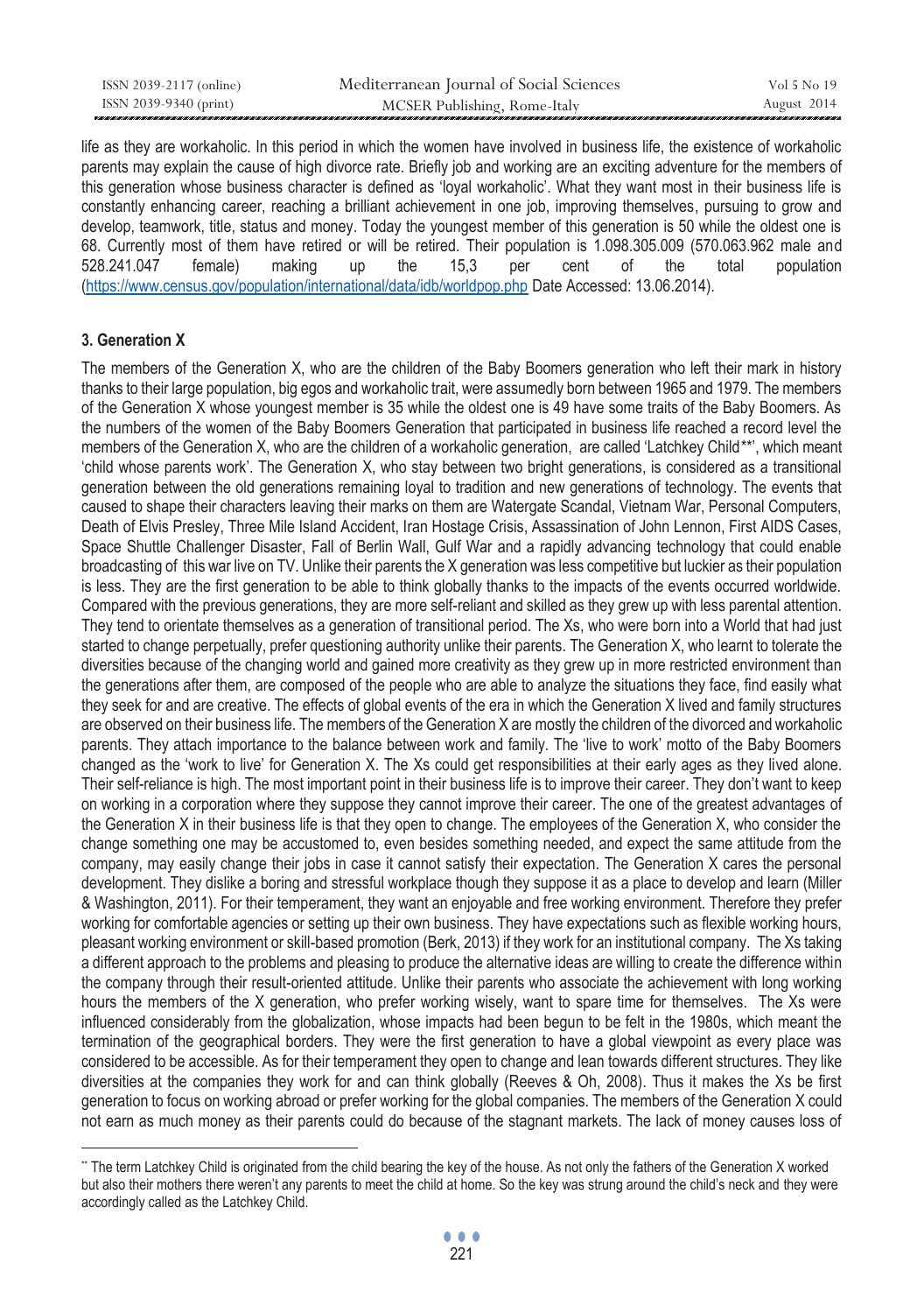life as they are workaholic. In this period in which the women have involved in business life, the existence of workaholic parents may explain the cause of high divorce rate. Briefly job and working are an exciting adventure for the members of this generation whose business character is defined as 'loyal workaholic'. What they want most in their business life is constantly enhancing career, reaching a brilliant achievement in one job, improving themselves, pursuing to grow and develop, teamwork, title, status and money. Today the youngest member of this generation is 50 while the oldest one is 68. Currently most of them have retired or will be retired. Their population is 1.098.305.009 (570.063.962 male and 528.241.047 female) making up the 15,3 per cent of the total population (https://www.census.gov/population/international/data/idb/worldpop.php Date Accessed: 13.06.2014).

### 3. Generation X

The members of the Generation X, who are the children of the Baby Boomers generation who left their mark in history thanks to their large population, big egos and workaholic trait, were assumedly born between 1965 and 1979. The members of the Generation X whose youngest member is 35 while the oldest one is 49 have some traits of the Baby Boomers. As the numbers of the women of the Baby Boomers Generation that participated in business life reached a record level the members of the Generation X, who are the children of a workaholic generation, are called 'Latchkey Child**', which meant 'child whose parents work'. The Generation X, who stay between two bright generations, is considered as a transitional generation between the old generations remaining loyal to tradition and new generations of technology. The events that caused to shape their characters leaving their marks on them are Watergate Scandal, Vietnam War, Personal Computers, Death of Elvis Presley, Three Mile Island Accident, Iran Hostage Crisis, Assassination of John Lennon, First AIDS Cases, Space Shuttle Challenger Disaster, Fall of Berlin Wall, Gulf War and a rapidly advancing technology that could enable broadcasting of this war live on TV. Unlike their parents the X generation was less competitive but luckier as their population is less. They are the first generation to be able to think globally thanks to the impacts of the events occurred worldwide. Compared with the previous generations, they are more self-reliant and skilled as they grew up with less parental attention. They tend to orientate themselves as a generation of transitional period. The Xs, who were born into a World that had just started to change perpetually, prefer questioning authority unlike their parents. The Generation X, who learnt to tolerate the diversities because of the changing world and gained more creativity as they grew up in more restricted environment than the generations after them, are composed of the people who are able to analyze the situations they face, find easily what they seek for and are creative. The effects of global events of the era in which the Generation X lived and family structures are observed on their business life. The members of the Generation X are mostly the children of the divorced and workaholic parents. They attach importance to the balance between work and family. The 'live to work' motto of the Baby Boomers changed as the 'work to live' for Generation X. The Xs could get responsibilities at their early ages as they lived alone. Their self-reliance is high. The most important point in their business life is to improve their career. They don't want to keep on working in a corporation where they suppose they cannot improve their career. The one of the greatest advantages of the Generation X in their business life is that they open to change. The employees of the Generation X, who consider the change something one may be accustomed to, even besides something needed, and expect the same attitude from the company, may easily change their jobs in case it cannot satisfy their expectation. The Generation X cares the personal development. They dislike a boring and stressful workplace though they suppose it as a place to develop and learn (Miller & Washington, 2011). For their temperament, they want an enjoyable and free working environment. Therefore they prefer working for comfortable agencies or setting up their own business. They have expectations such as flexible working hours, pleasant working environment or skill-based promotion (Berk, 2013) if they work for an institutional company. The Xs taking a different approach to the problems and pleasing to produce the alternative ideas are willing to create the difference within the company through their result-oriented attitude. Unlike their parents who associate the achievement with long working hours the members of the X generation, who prefer working wisely, want to spare time for themselves. The Xs were influenced considerably from the globalization, whose impacts had been begun to be felt in the 1980s, which meant the termination of the geographical borders. They were the first generation to have a global viewpoint as every place was considered to be accessible. As for their temperament they open to change and lean towards different structures. They like diversities at the companies they work for and can think globally (Reeves & Oh, 2008). Thus it makes the Xs be first generation to focus on working abroad or prefer working for the global companies. The members of the Generation X could not earn as much money as their parents could do because of the stagnant markets. The lack of money causes loss of

---

** The term Latchkey Child is originated from the child bearing the key of the house. As not only the fathers of the Generation X worked but also their mothers there weren't any parents to meet the child at home. So the key was strung around the child's neck and they were accordingly called as the Latchkey Child.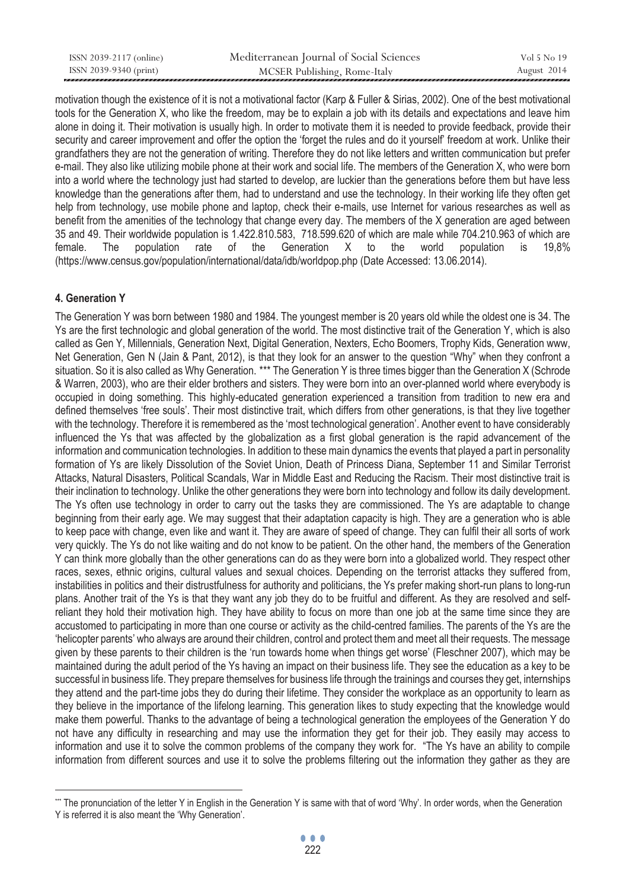motivation though the existence of it is not a motivational factor (Karp & Fuller & Sirias, 2002). One of the best motivational tools for the Generation X, who like the freedom, may be to explain a job with its details and expectations and leave him alone in doing it. Their motivation is usually high. In order to motivate them it is needed to provide feedback, provide their security and career improvement and offer the option the 'forget the rules and do it yourself' freedom at work. Unlike their grandfathers they are not the generation of writing. Therefore they do not like letters and written communication but prefer e-mail. They also like utilizing mobile phone at their work and social life. The members of the Generation X, who were born into a world where the technology just had started to develop, are luckier than the generations before them but have less knowledge than the generations after them, had to understand and use the technology. In their working life they often get help from technology, use mobile phone and laptop, check their e-mails, use Internet for various researches as well as benefit from the amenities of the technology that change every day. The members of the X generation are aged between 35 and 49. Their worldwide population is 1.422.810.583, 718.599.620 of which are male while 704.210.963 of which are female. The population rate of the Generation X to the world population is 19,8% (https://www.census.gov/population/international/data/idb/worldpop.php (Date Accessed: 13.06.2014).

### 4. Generation Y

The Generation Y was born between 1980 and 1984. The youngest member is 20 years old while the oldest one is 34. The Ys are the first technologic and global generation of the world. The most distinctive trait of the Generation Y, which is also called as Gen Y, Millennials, Generation Next, Digital Generation, Nexters, Echo Boomers, Trophy Kids, Generation www, Net Generation, Gen N (Jain & Pant, 2012), is that they look for an answer to the question "Why" when they confront a situation. So it is also called as Why Generation. *** The Generation Y is three times bigger than the Generation X (Schrode & Warren, 2003), who are their elder brothers and sisters. They were born into an over-planned world where everybody is occupied in doing something. This highly-educated generation experienced a transition from tradition to new era and defined themselves 'free souls'. Their most distinctive trait, which differs from other generations, is that they live together with the technology. Therefore it is remembered as the 'most technological generation'. Another event to have considerably influenced the Ys that was affected by the globalization as a first global generation is the rapid advancement of the information and communication technologies. In addition to these main dynamics the events that played a part in personality formation of Ys are likely Dissolution of the Soviet Union, Death of Princess Diana, September 11 and Similar Terrorist Attacks, Natural Disasters, Political Scandals, War in Middle East and Reducing the Racism. Their most distinctive trait is their inclination to technology. Unlike the other generations they were born into technology and follow its daily development. The Ys often use technology in order to carry out the tasks they are commissioned. The Ys are adaptable to change beginning from their early age. We may suggest that their adaptation capacity is high. They are a generation who is able to keep pace with change, even like and want it. They are aware of speed of change. They can fulfil their all sorts of work very quickly. The Ys do not like waiting and do not know to be patient. On the other hand, the members of the Generation Y can think more globally than the other generations can do as they were born into a globalized world. They respect other races, sexes, ethnic origins, cultural values and sexual choices. Depending on the terrorist attacks they suffered from, instabilities in politics and their distrustfulness for authority and politicians, the Ys prefer making short-run plans to long-run plans. Another trait of the Ys is that they want any job they do to be fruitful and different. As they are resolved and self-reliant they hold their motivation high. They have ability to focus on more than one job at the same time since they are accustomed to participating in more than one course or activity as the child-centred families. The parents of the Ys are the 'helicopter parents' who always are around their children, control and protect them and meet all their requests. The message given by these parents to their children is the 'run towards home when things get worse' (Fleschner 2007), which may be maintained during the adult period of the Ys having an impact on their business life. They see the education as a key to be successful in business life. They prepare themselves for business life through the trainings and courses they get, internships they attend and the part-time jobs they do during their lifetime. They consider the workplace as an opportunity to learn as they believe in the importance of the lifelong learning. This generation likes to study expecting that the knowledge would make them powerful. Thanks to the advantage of being a technological generation the employees of the Generation Y do not have any difficulty in researching and may use the information they get for their job. They easily may access to information and use it to solve the common problems of the company they work for. "The Ys have an ability to compile information from different sources and use it to solve the problems filtering out the information they gather as they are

*** The pronunciation of the letter Y in English in the Generation Y is same with that of word 'Why'. In order words, when the Generation Y is referred it is also meant the 'Why Generation'.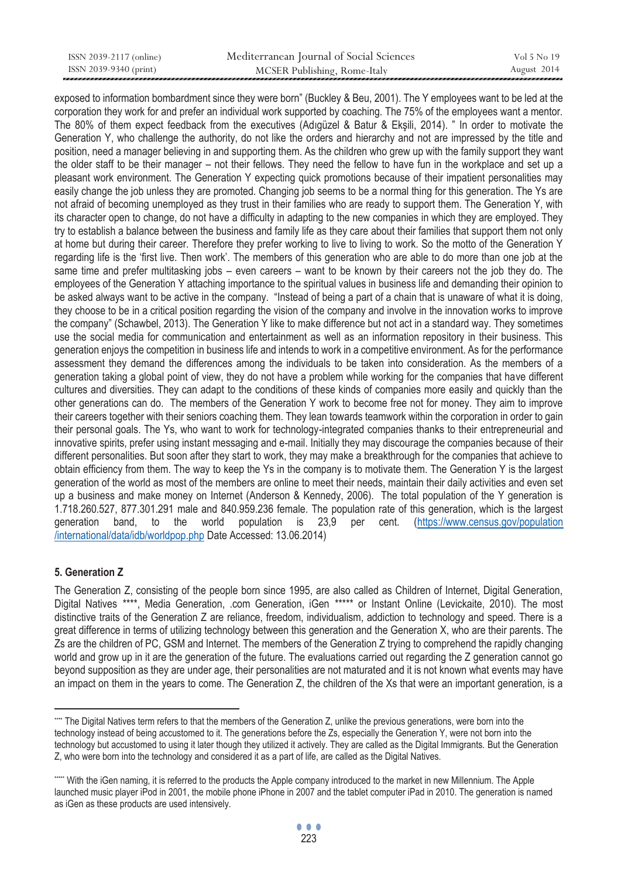exposed to information bombardment since they were born" (Buckley & Beu, 2001). The Y employees want to be led at the corporation they work for and prefer an individual work supported by coaching. The 75% of the employees want a mentor. The 80% of them expect feedback from the executives (Adıgüzel & Batur & Ekşili, 2014). " In order to motivate the Generation Y, who challenge the authority, do not like the orders and hierarchy and not are impressed by the title and position, need a manager believing in and supporting them. As the children who grew up with the family support they want the older staff to be their manager – not their fellows. They need the fellow to have fun in the workplace and set up a pleasant work environment. The Generation Y expecting quick promotions because of their impatient personalities may easily change the job unless they are promoted. Changing job seems to be a normal thing for this generation. The Ys are not afraid of becoming unemployed as they trust in their families who are ready to support them. The Generation Y, with its character open to change, do not have a difficulty in adapting to the new companies in which they are employed. They try to establish a balance between the business and family life as they care about their families that support them not only at home but during their career. Therefore they prefer working to live to living to work. So the motto of the Generation Y regarding life is the 'first live. Then work'. The members of this generation who are able to do more than one job at the same time and prefer multitasking jobs – even careers – want to be known by their careers not the job they do. The employees of the Generation Y attaching importance to the spiritual values in business life and demanding their opinion to be asked always want to be active in the company. "Instead of being a part of a chain that is unaware of what it is doing, they choose to be in a critical position regarding the vision of the company and involve in the innovation works to improve the company" (Schawbel, 2013). The Generation Y like to make difference but not act in a standard way. They sometimes use the social media for communication and entertainment as well as an information repository in their business. This generation enjoys the competition in business life and intends to work in a competitive environment. As for the performance assessment they demand the differences among the individuals to be taken into consideration. As the members of a generation taking a global point of view, they do not have a problem while working for the companies that have different cultures and diversities. They can adapt to the conditions of these kinds of companies more easily and quickly than the other generations can do. The members of the Generation Y work to become free not for money. They aim to improve their careers together with their seniors coaching them. They lean towards teamwork within the corporation in order to gain their personal goals. The Ys, who want to work for technology-integrated companies thanks to their entrepreneurial and innovative spirits, prefer using instant messaging and e-mail. Initially they may discourage the companies because of their different personalities. But soon after they start to work, they may make a breakthrough for the companies that achieve to obtain efficiency from them. The way to keep the Ys in the company is to motivate them. The Generation Y is the largest generation of the world as most of the members are online to meet their needs, maintain their daily activities and even set up a business and make money on Internet (Anderson & Kennedy, 2006). The total population of the Y generation is 1.718.260.527, 877.301.291 male and 840.959.236 female. The population rate of this generation, which is the largest generation band, to the world population is 23,9 per cent. (https://www.census.gov/population/international/data/idb/worldpop.php Date Accessed: 13.06.2014)

## 5. Generation Z

The Generation Z, consisting of the people born since 1995, are also called as Children of Internet, Digital Generation, Digital Natives ****, Media Generation, .com Generation, iGen ***** or Instant Online (Levickaite, 2010). The most distinctive traits of the Generation Z are reliance, freedom, individualism, addiction to technology and speed. There is a great difference in terms of utilizing technology between this generation and the Generation X, who are their parents. The Zs are the children of PC, GSM and Internet. The members of the Generation Z trying to comprehend the rapidly changing world and grow up in it are the generation of the future. The evaluations carried out regarding the Z generation cannot go beyond supposition as they are under age, their personalities are not maturated and it is not known what events may have an impact on them in the years to come. The Generation Z, the children of the Xs that were an important generation, is a

---

**** The Digital Natives term refers to that the members of the Generation Z, unlike the previous generations, were born into the technology instead of being accustomed to it. The generations before the Zs, especially the Generation Y, were not born into the technology but accustomed to using it later though they utilized it actively. They are called as the Digital Immigrants. But the Generation Z, who were born into the technology and considered it as a part of life, are called as the Digital Natives.

***** With the iGen naming, it is referred to the products the Apple company introduced to the market in new Millennium. The Apple launched music player iPod in 2001, the mobile phone iPhone in 2007 and the tablet computer iPad in 2010. The generation is named as iGen as these products are used intensively.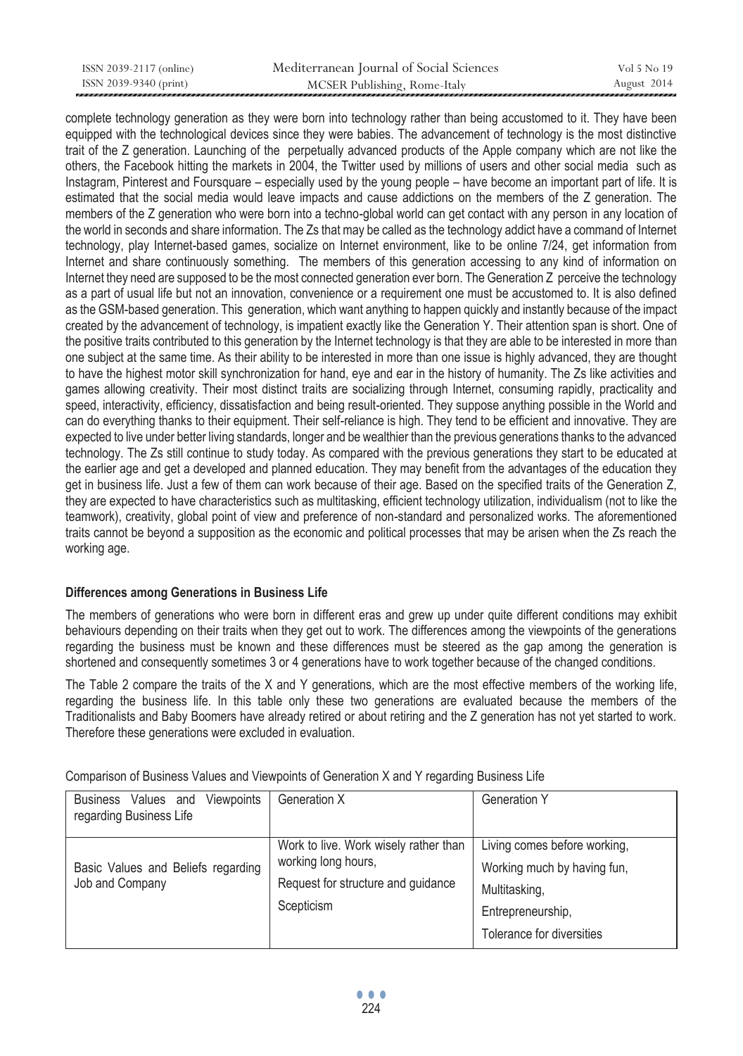complete technology generation as they were born into technology rather than being accustomed to it. They have been equipped with the technological devices since they were babies. The advancement of technology is the most distinctive trait of the Z generation. Launching of the perpetually advanced products of the Apple company which are not like the others, the Facebook hitting the markets in 2004, the Twitter used by millions of users and other social media such as Instagram, Pinterest and Foursquare – especially used by the young people – have become an important part of life. It is estimated that the social media would leave impacts and cause addictions on the members of the Z generation. The members of the Z generation who were born into a techno-global world can get contact with any person in any location of the world in seconds and share information. The Zs that may be called as the technology addict have a command of Internet technology, play Internet-based games, socialize on Internet environment, like to be online 7/24, get information from Internet and share continuously something. The members of this generation accessing to any kind of information on Internet they need are supposed to be the most connected generation ever born. The Generation Z perceive the technology as a part of usual life but not an innovation, convenience or a requirement one must be accustomed to. It is also defined as the GSM-based generation. This generation, which want anything to happen quickly and instantly because of the impact created by the advancement of technology, is impatient exactly like the Generation Y. Their attention span is short. One of the positive traits contributed to this generation by the Internet technology is that they are able to be interested in more than one subject at the same time. As their ability to be interested in more than one issue is highly advanced, they are thought to have the highest motor skill synchronization for hand, eye and ear in the history of humanity. The Zs like activities and games allowing creativity. Their most distinct traits are socializing through Internet, consuming rapidly, practicality and speed, interactivity, efficiency, dissatisfaction and being result-oriented. They suppose anything possible in the World and can do everything thanks to their equipment. Their self-reliance is high. They tend to be efficient and innovative. They are expected to live under better living standards, longer and be wealthier than the previous generations thanks to the advanced technology. The Zs still continue to study today. As compared with the previous generations they start to be educated at the earlier age and get a developed and planned education. They may benefit from the advantages of the education they get in business life. Just a few of them can work because of their age. Based on the specified traits of the Generation Z, they are expected to have characteristics such as multitasking, efficient technology utilization, individualism (not to like the teamwork), creativity, global point of view and preference of non-standard and personalized works. The aforementioned traits cannot be beyond a supposition as the economic and political processes that may be arisen when the Zs reach the working age.

### Differences among Generations in Business Life

The members of generations who were born in different eras and grew up under quite different conditions may exhibit behaviours depending on their traits when they get out to work. The differences among the viewpoints of the generations regarding the business must be known and these differences must be steered as the gap among the generation is shortened and consequently sometimes 3 or 4 generations have to work together because of the changed conditions.

The Table 2 compare the traits of the X and Y generations, which are the most effective members of the working life, regarding the business life. In this table only these two generations are evaluated because the members of the Traditionalists and Baby Boomers have already retired or about retiring and the Z generation has not yet started to work. Therefore these generations were excluded in evaluation.

Comparison of Business Values and Viewpoints of Generation X and Y regarding Business Life

| Business Values and Viewpoints regarding Business Life | Generation X | Generation Y |
|---|---|---|
| Basic Values and Beliefs regarding Job and Company | Work to live. Work wisely rather than working long hours,<br>Request for structure and guidance<br>Scepticism | Living comes before working,<br>Working much by having fun,<br>Multitasking,<br>Entrepreneurship,<br>Tolerance for diversities |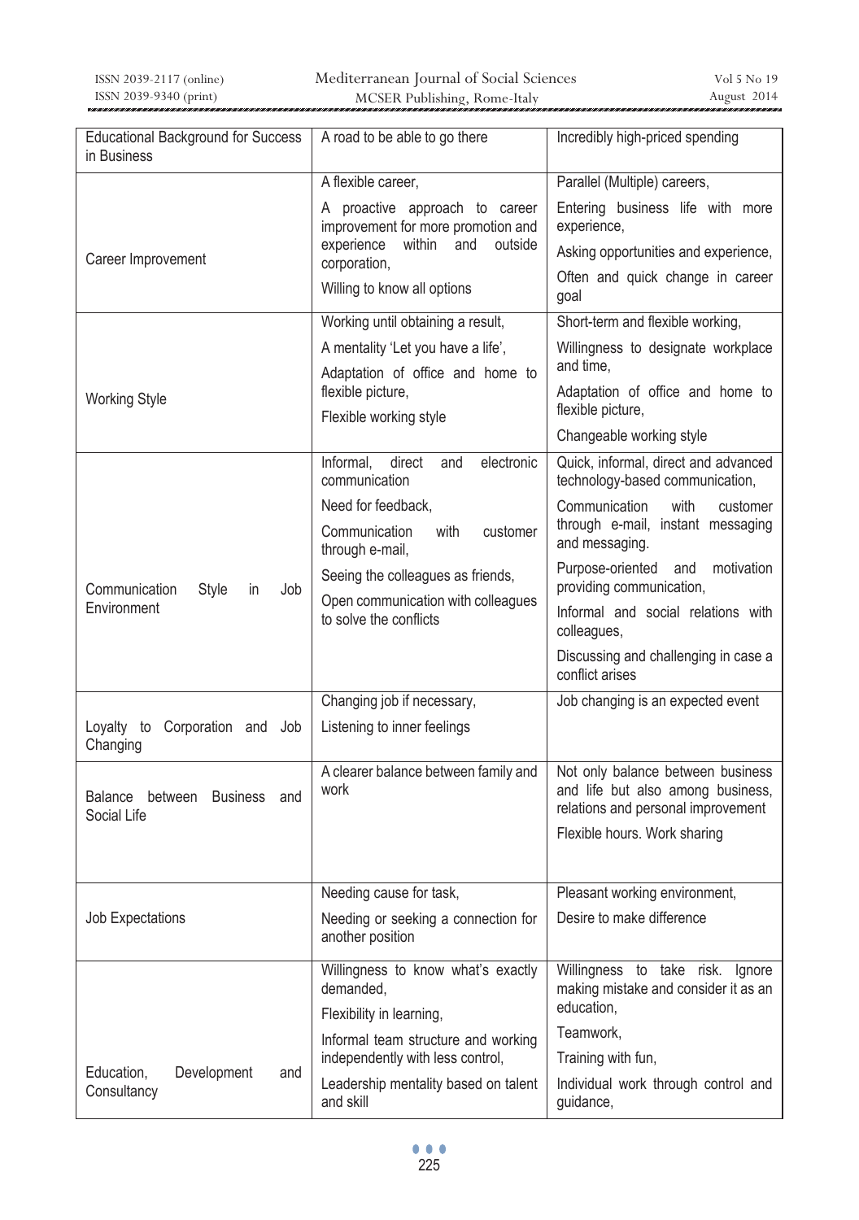| | | |
|---|---|---|
| Educational Background for Success in Business | A road to be able to go there | Incredibly high-priced spending |
| Career Improvement | A flexible career,<br>A proactive approach to career improvement for more promotion and experience within and outside corporation,<br>Willing to know all options | Parallel (Multiple) careers,<br>Entering business life with more experience,<br>Asking opportunities and experience,<br>Often and quick change in career goal |
| Working Style | Working until obtaining a result,<br>A mentality 'Let you have a life',<br>Adaptation of office and home to flexible picture,<br>Flexible working style | Short-term and flexible working,<br>Willingness to designate workplace and time,<br>Adaptation of office and home to flexible picture,<br>Changeable working style |
| Communication Style in Job Environment | Informal, direct and electronic communication<br>Need for feedback,<br>Communication with customer through e-mail,<br>Seeing the colleagues as friends,<br>Open communication with colleagues to solve the conflicts | Quick, informal, direct and advanced technology-based communication,<br>Communication with customer through e-mail, instant messaging and messaging.<br>Purpose-oriented and motivation providing communication,<br>Informal and social relations with colleagues,<br>Discussing and challenging in case a conflict arises |
| Loyalty to Corporation and Job Changing | Changing job if necessary,<br>Listening to inner feelings | Job changing is an expected event |
| Balance between Business and Social Life | A clearer balance between family and work | Not only balance between business and life but also among business, relations and personal improvement<br>Flexible hours. Work sharing |
| Job Expectations | Needing cause for task,<br>Needing or seeking a connection for another position | Pleasant working environment,<br>Desire to make difference |
| Education, Development and Consultancy | Willingness to know what's exactly demanded,<br>Flexibility in learning,<br>Informal team structure and working independently with less control,<br>Leadership mentality based on talent and skill | Willingness to take risk. Ignore making mistake and consider it as an education,<br>Teamwork,<br>Training with fun,<br>Individual work through control and guidance, |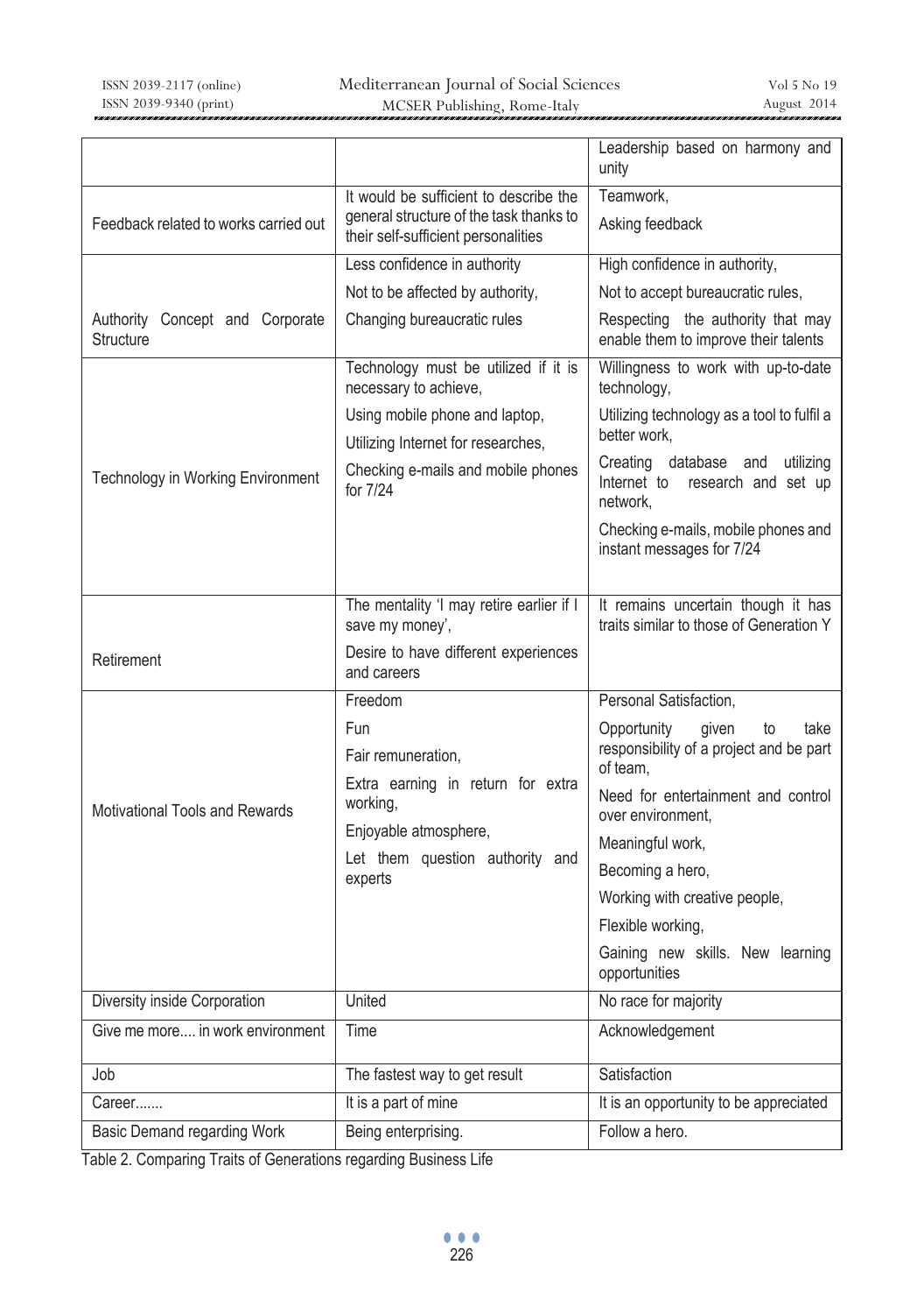| | | |
|---|---|---|
| | | Leadership based on harmony and unity |
| Feedback related to works carried out | It would be sufficient to describe the general structure of the task thanks to their self-sufficient personalities | Teamwork,<br>Asking feedback |
| Authority Concept and Corporate Structure | Less confidence in authority<br>Not to be affected by authority,<br>Changing bureaucratic rules | High confidence in authority,<br>Not to accept bureaucratic rules,<br>Respecting the authority that may enable them to improve their talents |
| Technology in Working Environment | Technology must be utilized if it is necessary to achieve,<br>Using mobile phone and laptop,<br>Utilizing Internet for researches,<br>Checking e-mails and mobile phones for 7/24 | Willingness to work with up-to-date technology,<br>Utilizing technology as a tool to fulfil a better work,<br>Creating database and utilizing Internet to research and set up network,<br>Checking e-mails, mobile phones and instant messages for 7/24 |
| Retirement | The mentality 'I may retire earlier if I save my money',<br>Desire to have different experiences and careers | It remains uncertain though it has traits similar to those of Generation Y |
| Motivational Tools and Rewards | Freedom<br>Fun<br>Fair remuneration,<br>Extra earning in return for extra working,<br>Enjoyable atmosphere,<br>Let them question authority and experts | Personal Satisfaction,<br>Opportunity given to take responsibility of a project and be part of team,<br>Need for entertainment and control over environment,<br>Meaningful work,<br>Becoming a hero,<br>Working with creative people,<br>Flexible working,<br>Gaining new skills. New learning opportunities |
| Diversity inside Corporation | United | No race for majority |
| Give me more.... in work environment | Time | Acknowledgement |
| Job | The fastest way to get result | Satisfaction |
| Career....... | It is a part of mine | It is an opportunity to be appreciated |
| Basic Demand regarding Work | Being enterprising. | Follow a hero. |

Table 2. Comparing Traits of Generations regarding Business Life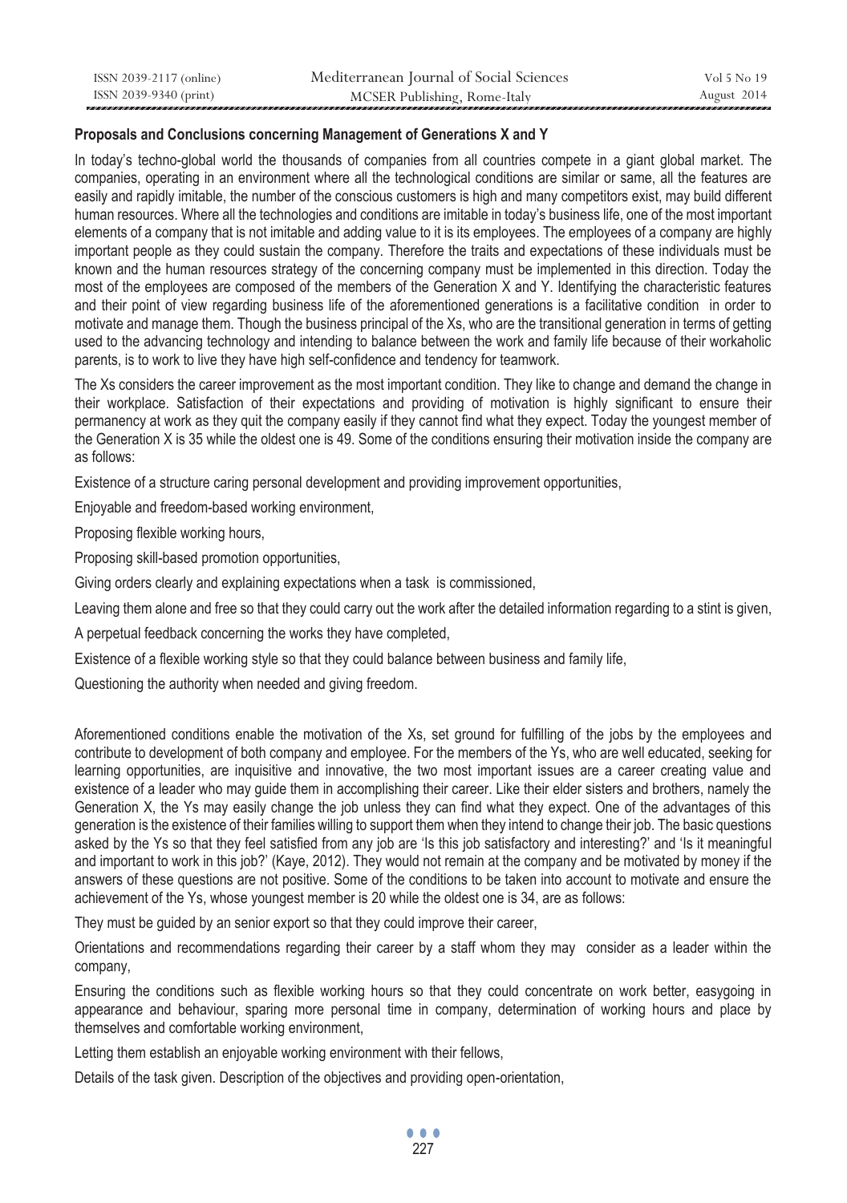**Proposals and Conclusions concerning Management of Generations X and Y**

In today's techno-global world the thousands of companies from all countries compete in a giant global market. The companies, operating in an environment where all the technological conditions are similar or same, all the features are easily and rapidly imitable, the number of the conscious customers is high and many competitors exist, may build different human resources. Where all the technologies and conditions are imitable in today's business life, one of the most important elements of a company that is not imitable and adding value to it is its employees. The employees of a company are highly important people as they could sustain the company. Therefore the traits and expectations of these individuals must be known and the human resources strategy of the concerning company must be implemented in this direction. Today the most of the employees are composed of the members of the Generation X and Y. Identifying the characteristic features and their point of view regarding business life of the aforementioned generations is a facilitative condition in order to motivate and manage them. Though the business principal of the Xs, who are the transitional generation in terms of getting used to the advancing technology and intending to balance between the work and family life because of their workaholic parents, is to work to live they have high self-confidence and tendency for teamwork.

The Xs considers the career improvement as the most important condition. They like to change and demand the change in their workplace. Satisfaction of their expectations and providing of motivation is highly significant to ensure their permanency at work as they quit the company easily if they cannot find what they expect. Today the youngest member of the Generation X is 35 while the oldest one is 49. Some of the conditions ensuring their motivation inside the company are as follows:

Existence of a structure caring personal development and providing improvement opportunities,

Enjoyable and freedom-based working environment,

Proposing flexible working hours,

Proposing skill-based promotion opportunities,

Giving orders clearly and explaining expectations when a task is commissioned,

Leaving them alone and free so that they could carry out the work after the detailed information regarding to a stint is given,

A perpetual feedback concerning the works they have completed,

Existence of a flexible working style so that they could balance between business and family life,

Questioning the authority when needed and giving freedom.

Aforementioned conditions enable the motivation of the Xs, set ground for fulfilling of the jobs by the employees and contribute to development of both company and employee. For the members of the Ys, who are well educated, seeking for learning opportunities, are inquisitive and innovative, the two most important issues are a career creating value and existence of a leader who may guide them in accomplishing their career. Like their elder sisters and brothers, namely the Generation X, the Ys may easily change the job unless they can find what they expect. One of the advantages of this generation is the existence of their families willing to support them when they intend to change their job. The basic questions asked by the Ys so that they feel satisfied from any job are 'Is this job satisfactory and interesting?' and 'Is it meaningful and important to work in this job?' (Kaye, 2012). They would not remain at the company and be motivated by money if the answers of these questions are not positive. Some of the conditions to be taken into account to motivate and ensure the achievement of the Ys, whose youngest member is 20 while the oldest one is 34, are as follows:

They must be guided by an senior export so that they could improve their career,

Orientations and recommendations regarding their career by a staff whom they may consider as a leader within the company,

Ensuring the conditions such as flexible working hours so that they could concentrate on work better, easygoing in appearance and behaviour, sparing more personal time in company, determination of working hours and place by themselves and comfortable working environment,

Letting them establish an enjoyable working environment with their fellows,

Details of the task given. Description of the objectives and providing open-orientation,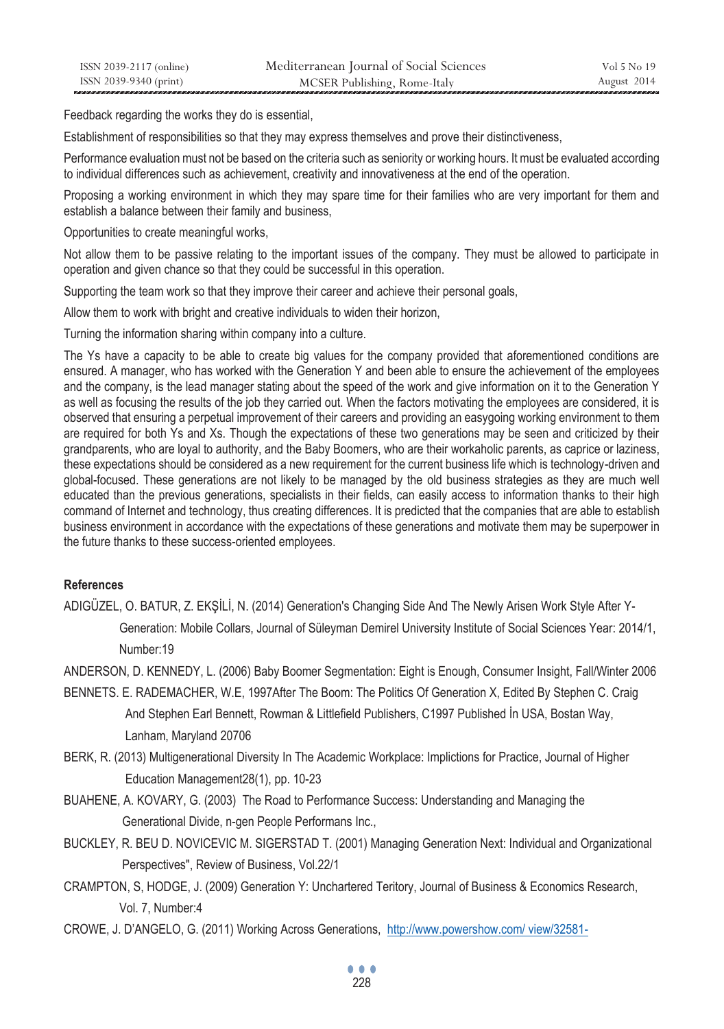Feedback regarding the works they do is essential,

Establishment of responsibilities so that they may express themselves and prove their distinctiveness,

Performance evaluation must not be based on the criteria such as seniority or working hours. It must be evaluated according to individual differences such as achievement, creativity and innovativeness at the end of the operation.

Proposing a working environment in which they may spare time for their families who are very important for them and establish a balance between their family and business,

Opportunities to create meaningful works,

Not allow them to be passive relating to the important issues of the company. They must be allowed to participate in operation and given chance so that they could be successful in this operation.

Supporting the team work so that they improve their career and achieve their personal goals,

Allow them to work with bright and creative individuals to widen their horizon,

Turning the information sharing within company into a culture.

The Ys have a capacity to be able to create big values for the company provided that aforementioned conditions are ensured. A manager, who has worked with the Generation Y and been able to ensure the achievement of the employees and the company, is the lead manager stating about the speed of the work and give information on it to the Generation Y as well as focusing the results of the job they carried out. When the factors motivating the employees are considered, it is observed that ensuring a perpetual improvement of their careers and providing an easygoing working environment to them are required for both Ys and Xs. Though the expectations of these two generations may be seen and criticized by their grandparents, who are loyal to authority, and the Baby Boomers, who are their workaholic parents, as caprice or laziness, these expectations should be considered as a new requirement for the current business life which is technology-driven and global-focused. These generations are not likely to be managed by the old business strategies as they are much well educated than the previous generations, specialists in their fields, can easily access to information thanks to their high command of Internet and technology, thus creating differences. It is predicted that the companies that are able to establish business environment in accordance with the expectations of these generations and motivate them may be superpower in the future thanks to these success-oriented employees.

**References**

ADIGÜZEL, O. BATUR, Z. EKŞİLİ, N. (2014) Generation's Changing Side And The Newly Arisen Work Style After Y-Generation: Mobile Collars, Journal of Süleyman Demirel University Institute of Social Sciences Year: 2014/1, Number:19

ANDERSON, D. KENNEDY, L. (2006) Baby Boomer Segmentation: Eight is Enough, Consumer Insight, Fall/Winter 2006

BENNETS. E. RADEMACHER, W.E, 1997After The Boom: The Politics Of Generation X, Edited By Stephen C. Craig And Stephen Earl Bennett, Rowman & Littlefield Publishers, C1997 Published İn USA, Bostan Way, Lanham, Maryland 20706

BERK, R. (2013) Multigenerational Diversity In The Academic Workplace: Implictions for Practice, Journal of Higher Education Management28(1), pp. 10-23

BUAHENE, A. KOVARY, G. (2003) The Road to Performance Success: Understanding and Managing the Generational Divide, n-gen People Performans Inc.,

BUCKLEY, R. BEU D. NOVICEVIC M. SIGERSTAD T. (2001) Managing Generation Next: Individual and Organizational Perspectives", Review of Business, Vol.22/1

CRAMPTON, S, HODGE, J. (2009) Generation Y: Unchartered Teritory, Journal of Business & Economics Research, Vol. 7, Number:4

CROWE, J. D'ANGELO, G. (2011) Working Across Generations, http://www.powershow.com/ view/32581-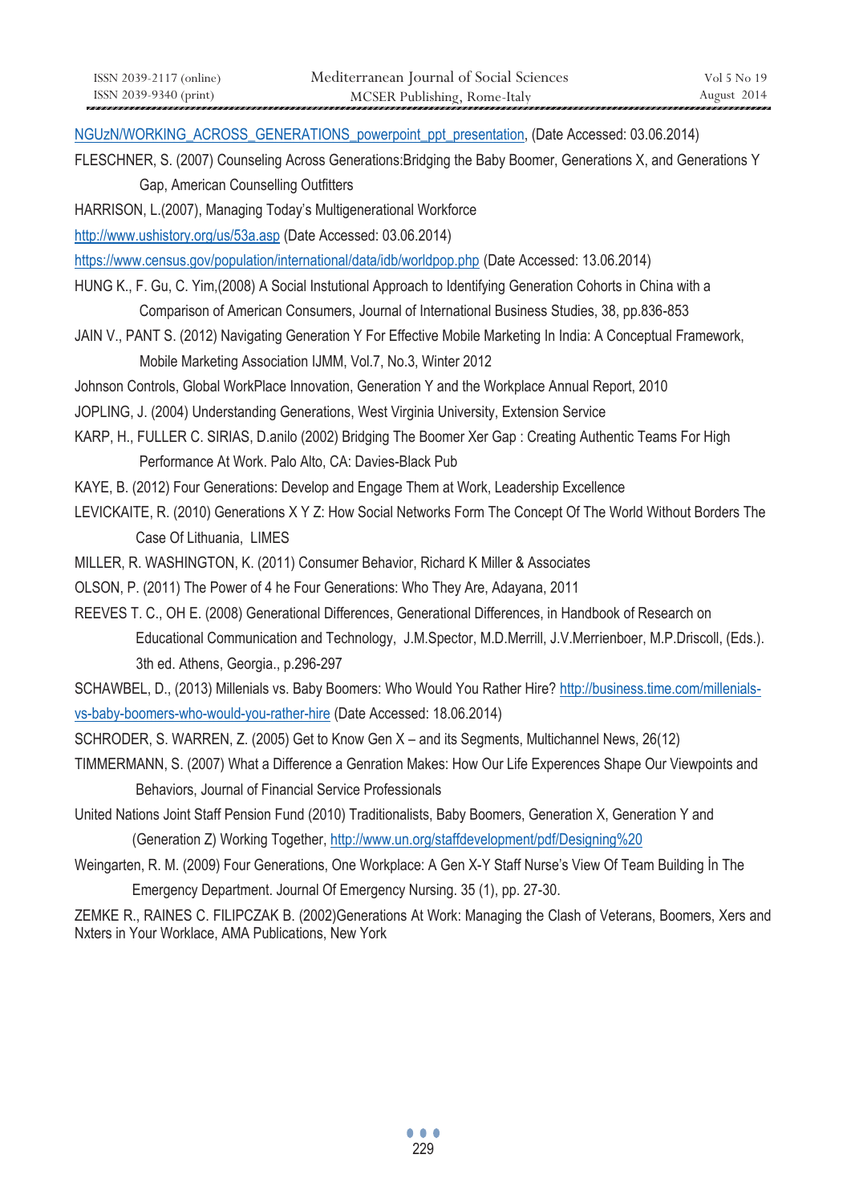NGUzN/WORKING_ACROSS_GENERATIONS_powerpoint_ppt_presentation, (Date Accessed: 03.06.2014)

FLESCHNER, S. (2007) Counseling Across Generations:Bridging the Baby Boomer, Generations X, and Generations Y Gap, American Counselling Outfitters

HARRISON, L.(2007), Managing Today's Multigenerational Workforce

http://www.ushistory.org/us/53a.asp (Date Accessed: 03.06.2014)

https://www.census.gov/population/international/data/idb/worldpop.php (Date Accessed: 13.06.2014)

HUNG K., F. Gu, C. Yim,(2008) A Social Instutional Approach to Identifying Generation Cohorts in China with a Comparison of American Consumers, Journal of International Business Studies, 38, pp.836-853

JAIN V., PANT S. (2012) Navigating Generation Y For Effective Mobile Marketing In India: A Conceptual Framework, Mobile Marketing Association IJMM, Vol.7, No.3, Winter 2012

Johnson Controls, Global WorkPlace Innovation, Generation Y and the Workplace Annual Report, 2010

JOPLING, J. (2004) Understanding Generations, West Virginia University, Extension Service

KARP, H., FULLER C. SIRIAS, D.anilo (2002) Bridging The Boomer Xer Gap : Creating Authentic Teams For High Performance At Work. Palo Alto, CA: Davies-Black Pub

KAYE, B. (2012) Four Generations: Develop and Engage Them at Work, Leadership Excellence

LEVICKAITE, R. (2010) Generations X Y Z: How Social Networks Form The Concept Of The World Without Borders The Case Of Lithuania, LIMES

MILLER, R. WASHINGTON, K. (2011) Consumer Behavior, Richard K Miller & Associates

OLSON, P. (2011) The Power of 4 he Four Generations: Who They Are, Adayana, 2011

REEVES T. C., OH E. (2008) Generational Differences, Generational Differences, in Handbook of Research on Educational Communication and Technology, J.M.Spector, M.D.Merrill, J.V.Merrienboer, M.P.Driscoll, (Eds.). 3th ed. Athens, Georgia., p.296-297

SCHAWBEL, D., (2013) Millenials vs. Baby Boomers: Who Would You Rather Hire? http://business.time.com/millenials-vs-baby-boomers-who-would-you-rather-hire (Date Accessed: 18.06.2014)

SCHRODER, S. WARREN, Z. (2005) Get to Know Gen X – and its Segments, Multichannel News, 26(12)

TIMMERMANN, S. (2007) What a Difference a Genration Makes: How Our Life Experences Shape Our Viewpoints and Behaviors, Journal of Financial Service Professionals

United Nations Joint Staff Pension Fund (2010) Traditionalists, Baby Boomers, Generation X, Generation Y and (Generation Z) Working Together, http://www.un.org/staffdevelopment/pdf/Designing%20

Weingarten, R. M. (2009) Four Generations, One Workplace: A Gen X-Y Staff Nurse's View Of Team Building İn The Emergency Department. Journal Of Emergency Nursing. 35 (1), pp. 27-30.

ZEMKE R., RAINES C. FILIPCZAK B. (2002)Generations At Work: Managing the Clash of Veterans, Boomers, Xers and Nxters in Your Worklace, AMA Publications, New York